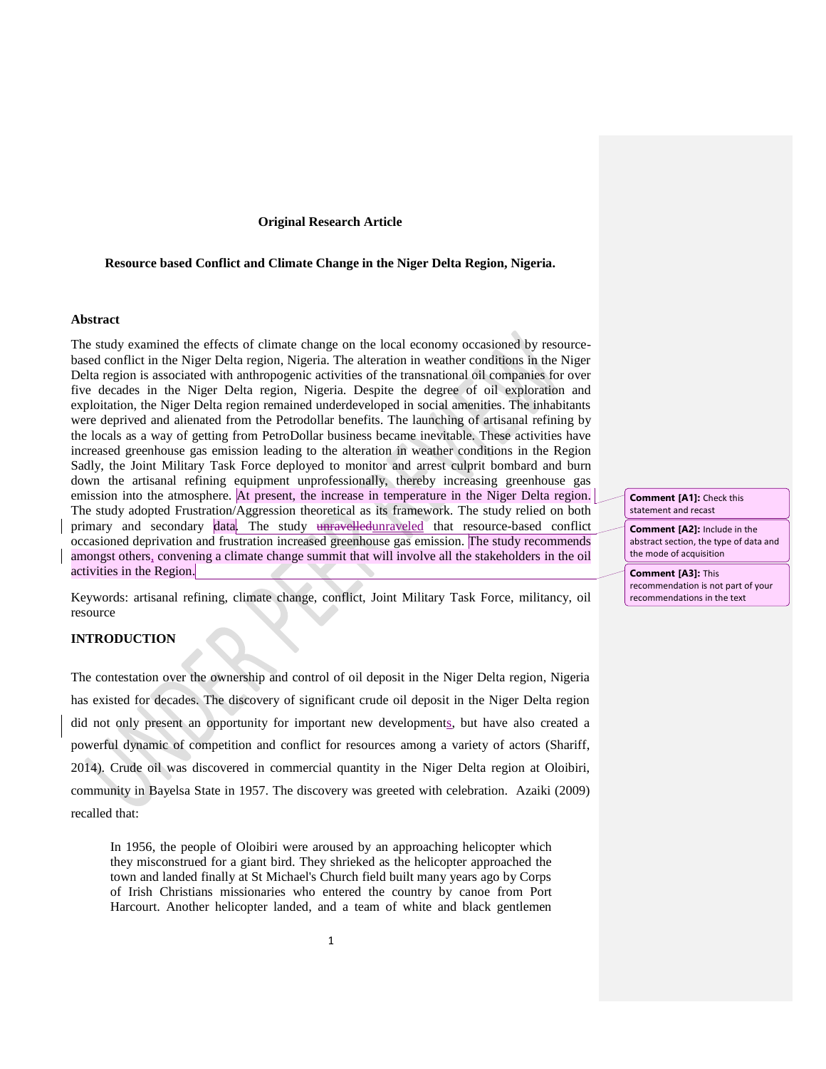**Original Research Article**

# Resource based Conflict and Climate Change in the Niger Delta Region, Nigeria.

## Abstract

The study examined the effects of climate change on the local economy occasioned by resource-based conflict in the Niger Delta region, Nigeria. The alteration in weather conditions in the Niger Delta region is associated with anthropogenic activities of the transnational oil companies for over five decades in the Niger Delta region, Nigeria. Despite the degree of oil exploration and exploitation, the Niger Delta region remained underdeveloped in social amenities. The inhabitants were deprived and alienated from the Petrodollar benefits. The launching of artisanal refining by the locals as a way of getting from PetroDollar business became inevitable. These activities have increased greenhouse gas emission leading to the alteration in weather conditions in the Region Sadly, the Joint Military Task Force deployed to monitor and arrest culprit bombard and burn down the artisanal refining equipment unprofessionally, thereby increasing greenhouse gas emission into the atmosphere. At present, the increase in temperature in the Niger Delta region. The study adopted Frustration/Aggression theoretical as its framework. The study relied on both primary and secondary data. The study unravelledunraveled that resource-based conflict occasioned deprivation and frustration increased greenhouse gas emission. The study recommends amongst others, convening a climate change summit that will involve all the stakeholders in the oil activities in the Region.

Comment [A1]: Check this statement and recast

Comment [A2]: Include in the abstract section, the type of data and the mode of acquisition

Comment [A3]: This recommendation is not part of your recommendations in the text

Keywords: artisanal refining, climate change, conflict, Joint Military Task Force, militancy, oil resource

## INTRODUCTION

The contestation over the ownership and control of oil deposit in the Niger Delta region, Nigeria has existed for decades. The discovery of significant crude oil deposit in the Niger Delta region did not only present an opportunity for important new developments, but have also created a powerful dynamic of competition and conflict for resources among a variety of actors (Shariff, 2014). Crude oil was discovered in commercial quantity in the Niger Delta region at Oloibiri, community in Bayelsa State in 1957. The discovery was greeted with celebration. Azaiki (2009) recalled that:

> In 1956, the people of Oloibiri were aroused by an approaching helicopter which they misconstrued for a giant bird. They shrieked as the helicopter approached the town and landed finally at St Michael's Church field built many years ago by Corps of Irish Christians missionaries who entered the country by canoe from Port Harcourt. Another helicopter landed, and a team of white and black gentlemen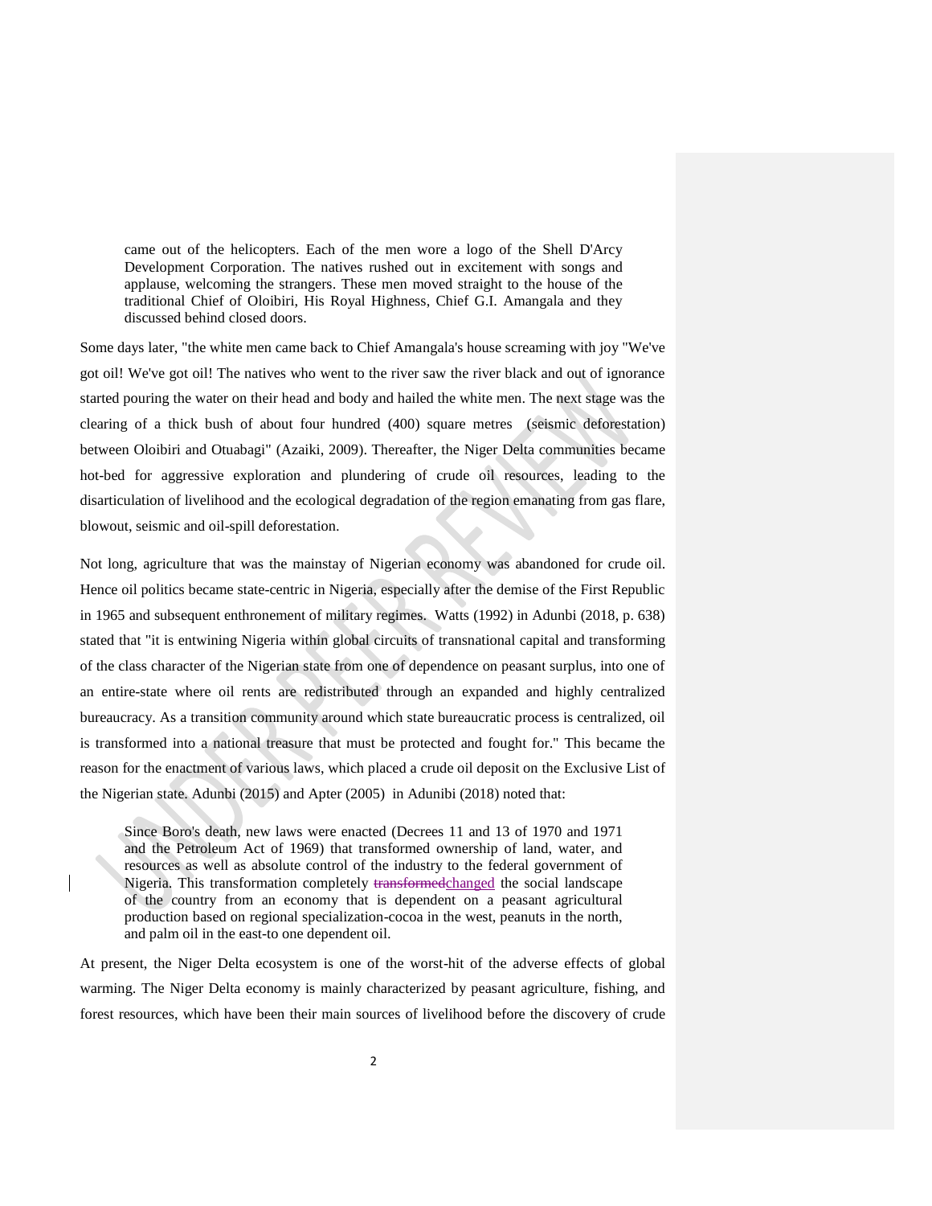> came out of the helicopters. Each of the men wore a logo of the Shell D'Arcy Development Corporation. The natives rushed out in excitement with songs and applause, welcoming the strangers. These men moved straight to the house of the traditional Chief of Oloibiri, His Royal Highness, Chief G.I. Amangala and they discussed behind closed doors.

Some days later, "the white men came back to Chief Amangala's house screaming with joy "We've got oil! We've got oil! The natives who went to the river saw the river black and out of ignorance started pouring the water on their head and body and hailed the white men. The next stage was the clearing of a thick bush of about four hundred (400) square metres (seismic deforestation) between Oloibiri and Otuabagi" (Azaiki, 2009). Thereafter, the Niger Delta communities became hot-bed for aggressive exploration and plundering of crude oil resources, leading to the disarticulation of livelihood and the ecological degradation of the region emanating from gas flare, blowout, seismic and oil-spill deforestation.

Not long, agriculture that was the mainstay of Nigerian economy was abandoned for crude oil. Hence oil politics became state-centric in Nigeria, especially after the demise of the First Republic in 1965 and subsequent enthronement of military regimes. Watts (1992) in Adunbi (2018, p. 638) stated that "it is entwining Nigeria within global circuits of transnational capital and transforming of the class character of the Nigerian state from one of dependence on peasant surplus, into one of an entire-state where oil rents are redistributed through an expanded and highly centralized bureaucracy. As a transition community around which state bureaucratic process is centralized, oil is transformed into a national treasure that must be protected and fought for." This became the reason for the enactment of various laws, which placed a crude oil deposit on the Exclusive List of the Nigerian state. Adunbi (2015) and Apter (2005) in Adunibi (2018) noted that:

> Since Boro's death, new laws were enacted (Decrees 11 and 13 of 1970 and 1971 and the Petroleum Act of 1969) that transformed ownership of land, water, and resources as well as absolute control of the industry to the federal government of Nigeria. This transformation completely ~~transformed~~changed the social landscape of the country from an economy that is dependent on a peasant agricultural production based on regional specialization-cocoa in the west, peanuts in the north, and palm oil in the east-to one dependent oil.

At present, the Niger Delta ecosystem is one of the worst-hit of the adverse effects of global warming. The Niger Delta economy is mainly characterized by peasant agriculture, fishing, and forest resources, which have been their main sources of livelihood before the discovery of crude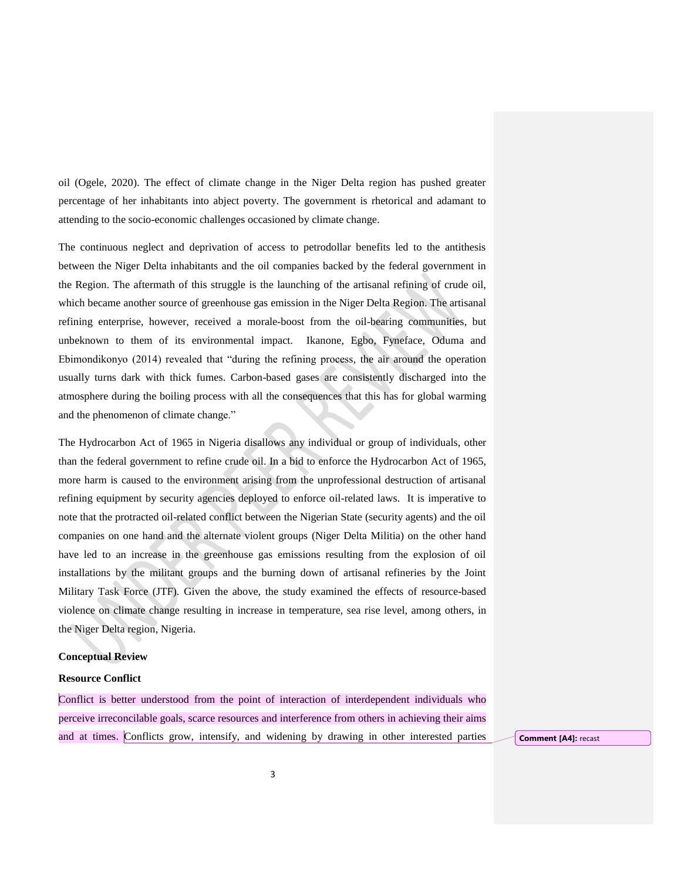oil (Ogele, 2020). The effect of climate change in the Niger Delta region has pushed greater percentage of her inhabitants into abject poverty. The government is rhetorical and adamant to attending to the socio-economic challenges occasioned by climate change.

The continuous neglect and deprivation of access to petrodollar benefits led to the antithesis between the Niger Delta inhabitants and the oil companies backed by the federal government in the Region. The aftermath of this struggle is the launching of the artisanal refining of crude oil, which became another source of greenhouse gas emission in the Niger Delta Region. The artisanal refining enterprise, however, received a morale-boost from the oil-bearing communities, but unbeknown to them of its environmental impact. Ikanone, Egbo, Fyneface, Oduma and Ebimondikonyo (2014) revealed that "during the refining process, the air around the operation usually turns dark with thick fumes. Carbon-based gases are consistently discharged into the atmosphere during the boiling process with all the consequences that this has for global warming and the phenomenon of climate change."

The Hydrocarbon Act of 1965 in Nigeria disallows any individual or group of individuals, other than the federal government to refine crude oil. In a bid to enforce the Hydrocarbon Act of 1965, more harm is caused to the environment arising from the unprofessional destruction of artisanal refining equipment by security agencies deployed to enforce oil-related laws. It is imperative to note that the protracted oil-related conflict between the Nigerian State (security agents) and the oil companies on one hand and the alternate violent groups (Niger Delta Militia) on the other hand have led to an increase in the greenhouse gas emissions resulting from the explosion of oil installations by the militant groups and the burning down of artisanal refineries by the Joint Military Task Force (JTF). Given the above, the study examined the effects of resource-based violence on climate change resulting in increase in temperature, sea rise level, among others, in the Niger Delta region, Nigeria.

**Conceptual Review**

**Resource Conflict**

Conflict is better understood from the point of interaction of interdependent individuals who perceive irreconcilable goals, scarce resources and interference from others in achieving their aims and at times. Conflicts grow, intensify, and widening by drawing in other interested parties

**Comment [A4]:** recast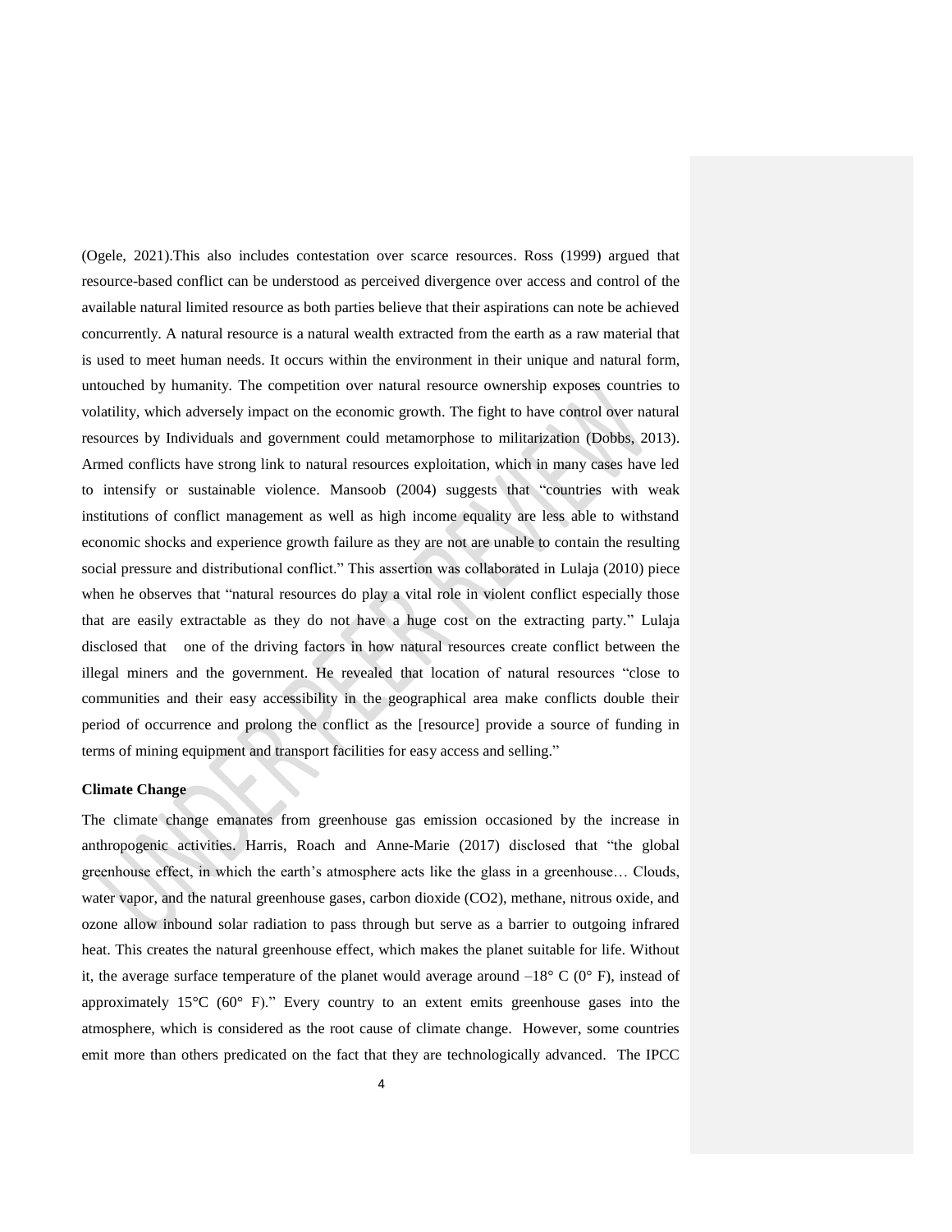(Ogele, 2021).This also includes contestation over scarce resources. Ross (1999) argued that resource-based conflict can be understood as perceived divergence over access and control of the available natural limited resource as both parties believe that their aspirations can note be achieved concurrently. A natural resource is a natural wealth extracted from the earth as a raw material that is used to meet human needs. It occurs within the environment in their unique and natural form, untouched by humanity. The competition over natural resource ownership exposes countries to volatility, which adversely impact on the economic growth. The fight to have control over natural resources by Individuals and government could metamorphose to militarization (Dobbs, 2013). Armed conflicts have strong link to natural resources exploitation, which in many cases have led to intensify or sustainable violence. Mansoob (2004) suggests that "countries with weak institutions of conflict management as well as high income equality are less able to withstand economic shocks and experience growth failure as they are not are unable to contain the resulting social pressure and distributional conflict." This assertion was collaborated in Lulaja (2010) piece when he observes that "natural resources do play a vital role in violent conflict especially those that are easily extractable as they do not have a huge cost on the extracting party." Lulaja disclosed that one of the driving factors in how natural resources create conflict between the illegal miners and the government. He revealed that location of natural resources "close to communities and their easy accessibility in the geographical area make conflicts double their period of occurrence and prolong the conflict as the [resource] provide a source of funding in terms of mining equipment and transport facilities for easy access and selling."

**Climate Change**

The climate change emanates from greenhouse gas emission occasioned by the increase in anthropogenic activities. Harris, Roach and Anne-Marie (2017) disclosed that "the global greenhouse effect, in which the earth's atmosphere acts like the glass in a greenhouse… Clouds, water vapor, and the natural greenhouse gases, carbon dioxide ($CO_2$), methane, nitrous oxide, and ozone allow inbound solar radiation to pass through but serve as a barrier to outgoing infrared heat. This creates the natural greenhouse effect, which makes the planet suitable for life. Without it, the average surface temperature of the planet would average around –18° C (0° F), instead of approximately 15°C (60° F)." Every country to an extent emits greenhouse gases into the atmosphere, which is considered as the root cause of climate change. However, some countries emit more than others predicated on the fact that they are technologically advanced. The IPCC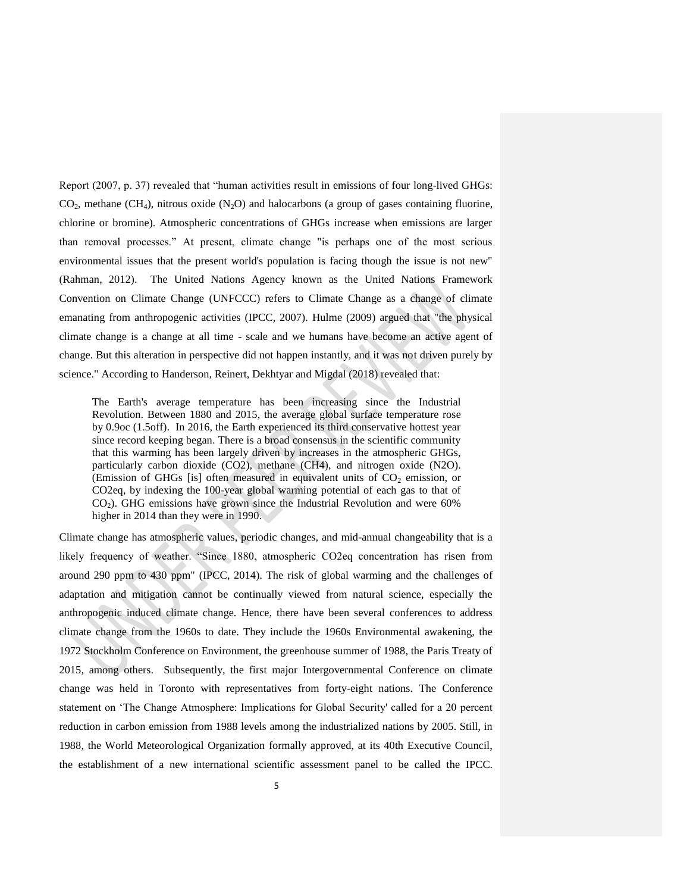Report (2007, p. 37) revealed that "human activities result in emissions of four long-lived GHGs: $CO_2$, methane ($CH_4$), nitrous oxide ($N_2O$) and halocarbons (a group of gases containing fluorine, chlorine or bromine). Atmospheric concentrations of GHGs increase when emissions are larger than removal processes." At present, climate change "is perhaps one of the most serious environmental issues that the present world's population is facing though the issue is not new" (Rahman, 2012). The United Nations Agency known as the United Nations Framework Convention on Climate Change (UNFCCC) refers to Climate Change as a change of climate emanating from anthropogenic activities (IPCC, 2007). Hulme (2009) argued that "the physical climate change is a change at all time - scale and we humans have become an active agent of change. But this alteration in perspective did not happen instantly, and it was not driven purely by science." According to Handerson, Reinert, Dekhtyar and Migdal (2018) revealed that:

> The Earth's average temperature has been increasing since the Industrial Revolution. Between 1880 and 2015, the average global surface temperature rose by 0.9oc (1.5off). In 2016, the Earth experienced its third conservative hottest year since record keeping began. There is a broad consensus in the scientific community that this warming has been largely driven by increases in the atmospheric GHGs, particularly carbon dioxide (CO2), methane (CH4), and nitrogen oxide (N2O). (Emission of GHGs [is] often measured in equivalent units of $CO_2$ emission, or CO2eq, by indexing the 100-year global warming potential of each gas to that of $CO_2$). GHG emissions have grown since the Industrial Revolution and were 60% higher in 2014 than they were in 1990.

Climate change has atmospheric values, periodic changes, and mid-annual changeability that is a likely frequency of weather. "Since 1880, atmospheric CO2eq concentration has risen from around 290 ppm to 430 ppm" (IPCC, 2014). The risk of global warming and the challenges of adaptation and mitigation cannot be continually viewed from natural science, especially the anthropogenic induced climate change. Hence, there have been several conferences to address climate change from the 1960s to date. They include the 1960s Environmental awakening, the 1972 Stockholm Conference on Environment, the greenhouse summer of 1988, the Paris Treaty of 2015, among others. Subsequently, the first major Intergovernmental Conference on climate change was held in Toronto with representatives from forty-eight nations. The Conference statement on 'The Change Atmosphere: Implications for Global Security' called for a 20 percent reduction in carbon emission from 1988 levels among the industrialized nations by 2005. Still, in 1988, the World Meteorological Organization formally approved, at its 40th Executive Council, the establishment of a new international scientific assessment panel to be called the IPCC.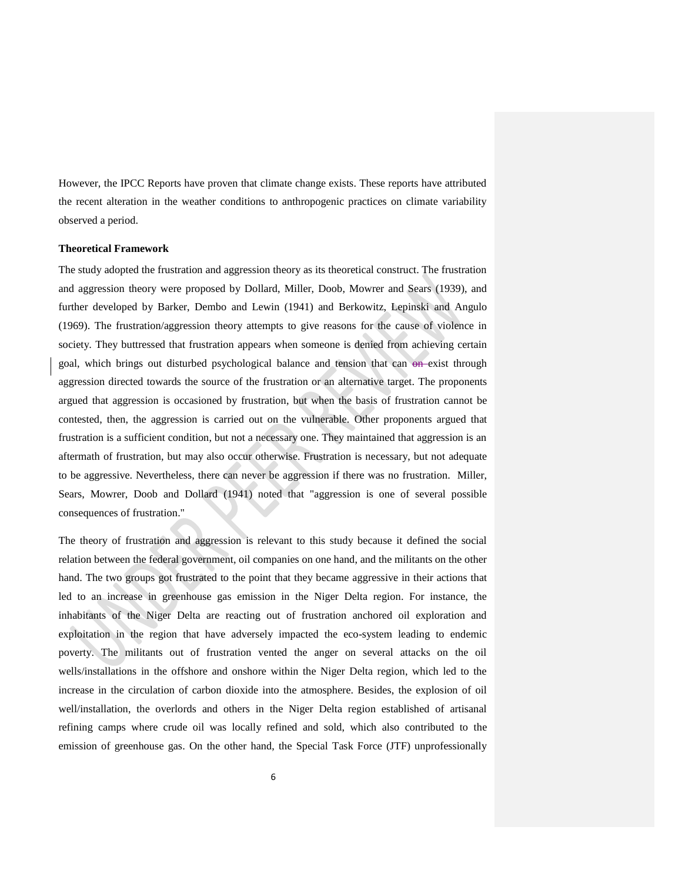However, the IPCC Reports have proven that climate change exists. These reports have attributed the recent alteration in the weather conditions to anthropogenic practices on climate variability observed a period.

**Theoretical Framework**

The study adopted the frustration and aggression theory as its theoretical construct. The frustration and aggression theory were proposed by Dollard, Miller, Doob, Mowrer and Sears (1939), and further developed by Barker, Dembo and Lewin (1941) and Berkowitz, Lepinski and Angulo (1969). The frustration/aggression theory attempts to give reasons for the cause of violence in society. They buttressed that frustration appears when someone is denied from achieving certain goal, which brings out disturbed psychological balance and tension that can exist through aggression directed towards the source of the frustration or an alternative target. The proponents argued that aggression is occasioned by frustration, but when the basis of frustration cannot be contested, then, the aggression is carried out on the vulnerable. Other proponents argued that frustration is a sufficient condition, but not a necessary one. They maintained that aggression is an aftermath of frustration, but may also occur otherwise. Frustration is necessary, but not adequate to be aggressive. Nevertheless, there can never be aggression if there was no frustration. Miller, Sears, Mowrer, Doob and Dollard (1941) noted that "aggression is one of several possible consequences of frustration."

The theory of frustration and aggression is relevant to this study because it defined the social relation between the federal government, oil companies on one hand, and the militants on the other hand. The two groups got frustrated to the point that they became aggressive in their actions that led to an increase in greenhouse gas emission in the Niger Delta region. For instance, the inhabitants of the Niger Delta are reacting out of frustration anchored oil exploration and exploitation in the region that have adversely impacted the eco-system leading to endemic poverty. The militants out of frustration vented the anger on several attacks on the oil wells/installations in the offshore and onshore within the Niger Delta region, which led to the increase in the circulation of carbon dioxide into the atmosphere. Besides, the explosion of oil well/installation, the overlords and others in the Niger Delta region established of artisanal refining camps where crude oil was locally refined and sold, which also contributed to the emission of greenhouse gas. On the other hand, the Special Task Force (JTF) unprofessionally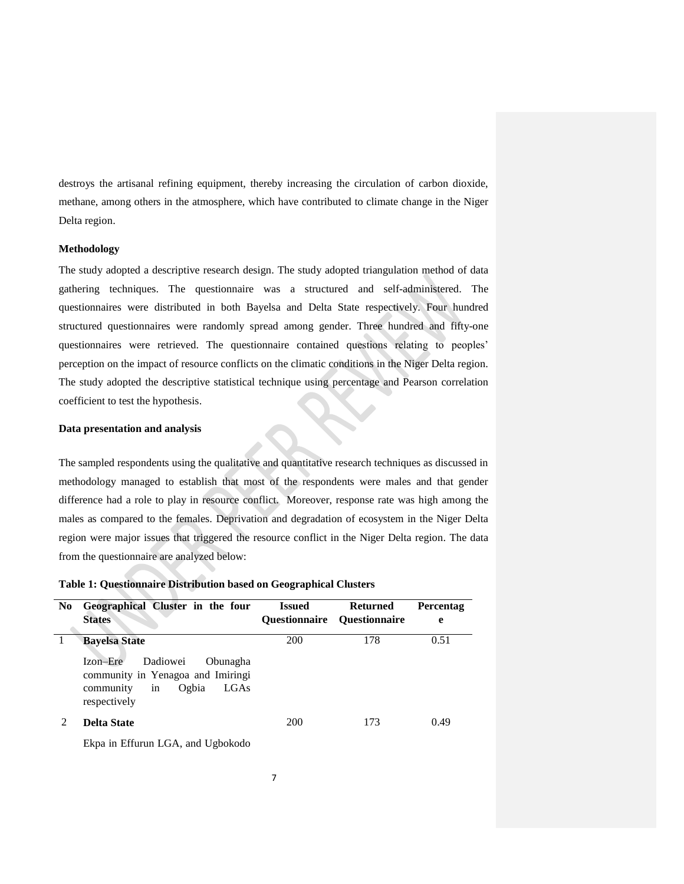destroys the artisanal refining equipment, thereby increasing the circulation of carbon dioxide, methane, among others in the atmosphere, which have contributed to climate change in the Niger Delta region.

**Methodology**

The study adopted a descriptive research design. The study adopted triangulation method of data gathering techniques. The questionnaire was a structured and self-administered. The questionnaires were distributed in both Bayelsa and Delta State respectively. Four hundred structured questionnaires were randomly spread among gender. Three hundred and fifty-one questionnaires were retrieved. The questionnaire contained questions relating to peoples' perception on the impact of resource conflicts on the climatic conditions in the Niger Delta region. The study adopted the descriptive statistical technique using percentage and Pearson correlation coefficient to test the hypothesis.

**Data presentation and analysis**

The sampled respondents using the qualitative and quantitative research techniques as discussed in methodology managed to establish that most of the respondents were males and that gender difference had a role to play in resource conflict. Moreover, response rate was high among the males as compared to the females. Deprivation and degradation of ecosystem in the Niger Delta region were major issues that triggered the resource conflict in the Niger Delta region. The data from the questionnaire are analyzed below:

**Table 1: Questionnaire Distribution based on Geographical Clusters**

| No | Geographical Cluster in the four States | Issued Questionnaire | Returned Questionnaire | Percentage |
|---|---|---|---|---|
| 1 | **Bayelsa State** Izon–Ere Dadiowei Obunagha community in Yenagoa and Imiringi community in Ogbia LGAs respectively | 200 | 178 | 0.51 |
| 2 | **Delta State** Ekpa in Effurun LGA, and Ugbokodo | 200 | 173 | 0.49 |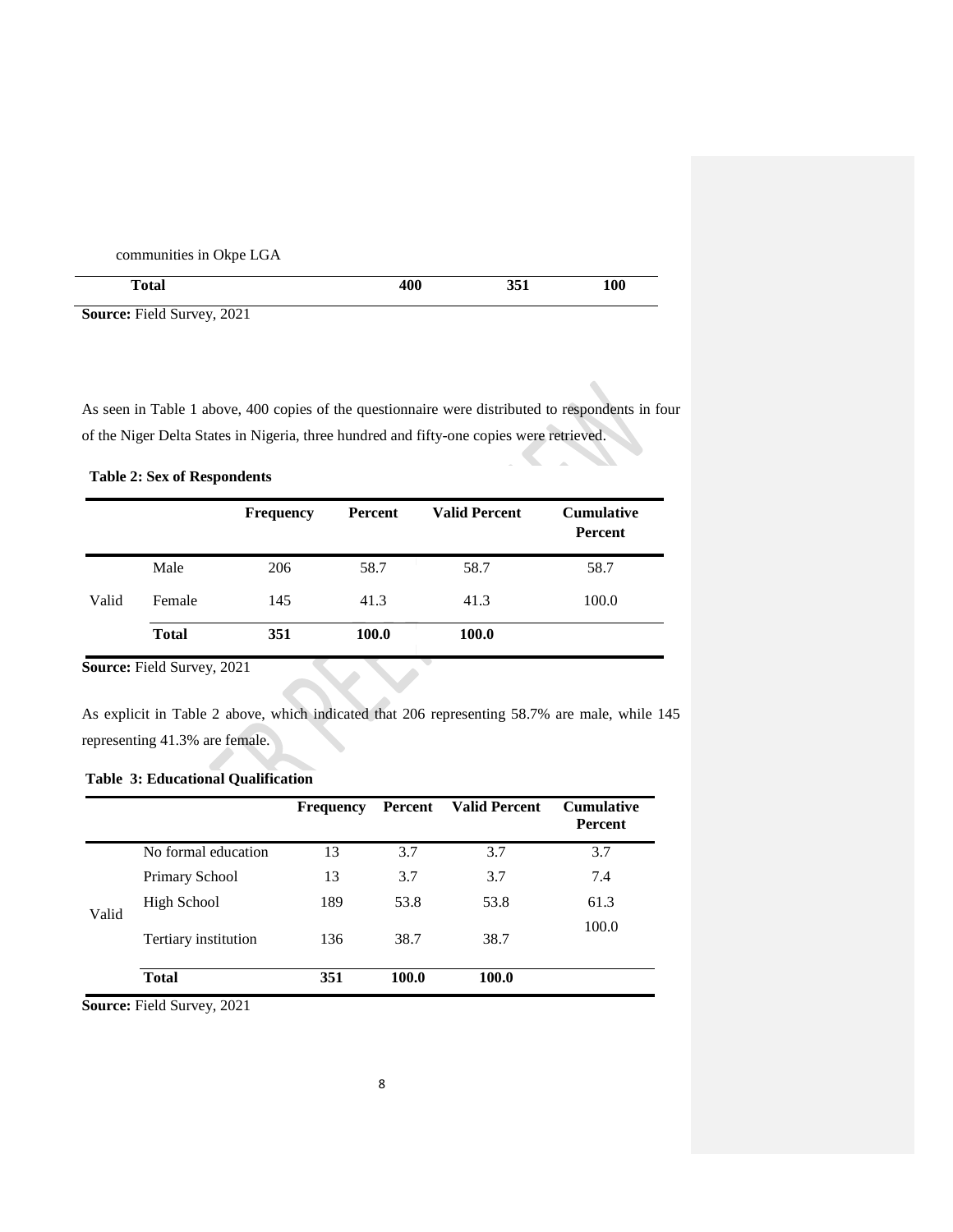| | | | |
|---|---|---|---|
| communities in Okpe LGA | | | |
| **Total** | **400** | **351** | **100** |

**Source:** Field Survey, 2021

As seen in Table 1 above, 400 copies of the questionnaire were distributed to respondents in four of the Niger Delta States in Nigeria, three hundred and fifty-one copies were retrieved.

**Table 2: Sex of Respondents**

| | | Frequency | Percent | Valid Percent | Cumulative Percent |
|---|---|---|---|---|---|
| Valid | Male | 206 | 58.7 | 58.7 | 58.7 |
| | Female | 145 | 41.3 | 41.3 | 100.0 |
| | **Total** | **351** | **100.0** | **100.0** | |

**Source:** Field Survey, 2021

As explicit in Table 2 above, which indicated that 206 representing 58.7% are male, while 145 representing 41.3% are female.

**Table 3: Educational Qualification**

| | | Frequency | Percent | Valid Percent | Cumulative Percent |
|---|---|---|---|---|---|
| Valid | No formal education | 13 | 3.7 | 3.7 | 3.7 |
| | Primary School | 13 | 3.7 | 3.7 | 7.4 |
| | High School | 189 | 53.8 | 53.8 | 61.3 |
| | Tertiary institution | 136 | 38.7 | 38.7 | 100.0 |
| | **Total** | **351** | **100.0** | **100.0** | |

**Source:** Field Survey, 2021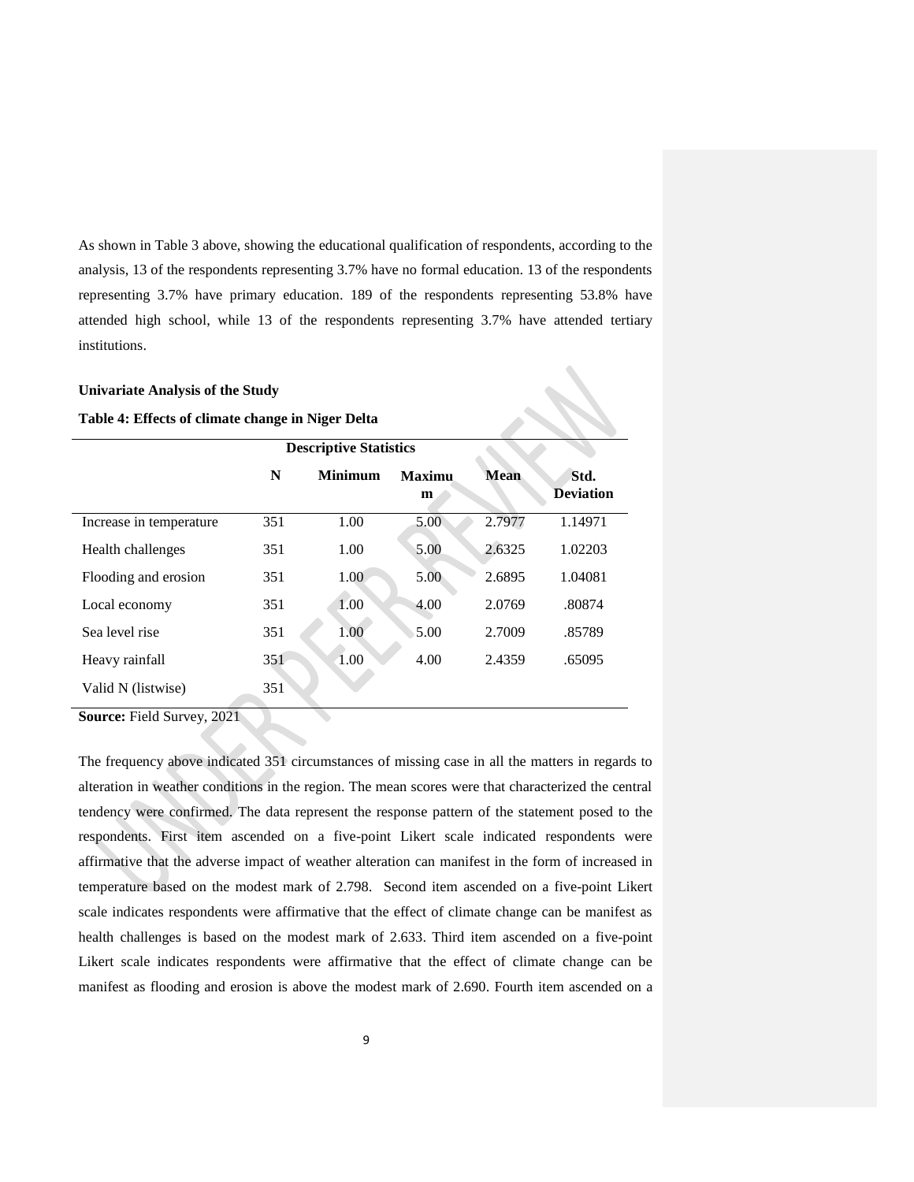As shown in Table 3 above, showing the educational qualification of respondents, according to the analysis, 13 of the respondents representing 3.7% have no formal education. 13 of the respondents representing 3.7% have primary education. 189 of the respondents representing 53.8% have attended high school, while 13 of the respondents representing 3.7% have attended tertiary institutions.

**Univariate Analysis of the Study**

**Table 4: Effects of climate change in Niger Delta**

| Descriptive Statistics | | | | | |
|---|---|---|---|---|---|
| | **N** | **Minimum** | **Maximum** | **Mean** | **Std. Deviation** |
| Increase in temperature | 351 | 1.00 | 5.00 | 2.7977 | 1.14971 |
| Health challenges | 351 | 1.00 | 5.00 | 2.6325 | 1.02203 |
| Flooding and erosion | 351 | 1.00 | 5.00 | 2.6895 | 1.04081 |
| Local economy | 351 | 1.00 | 4.00 | 2.0769 | .80874 |
| Sea level rise | 351 | 1.00 | 5.00 | 2.7009 | .85789 |
| Heavy rainfall | 351 | 1.00 | 4.00 | 2.4359 | .65095 |
| Valid N (listwise) | 351 | | | | |

**Source:** Field Survey, 2021

The frequency above indicated 351 circumstances of missing case in all the matters in regards to alteration in weather conditions in the region. The mean scores were that characterized the central tendency were confirmed. The data represent the response pattern of the statement posed to the respondents. First item ascended on a five-point Likert scale indicated respondents were affirmative that the adverse impact of weather alteration can manifest in the form of increased in temperature based on the modest mark of 2.798. Second item ascended on a five-point Likert scale indicates respondents were affirmative that the effect of climate change can be manifest as health challenges is based on the modest mark of 2.633. Third item ascended on a five-point Likert scale indicates respondents were affirmative that the effect of climate change can be manifest as flooding and erosion is above the modest mark of 2.690. Fourth item ascended on a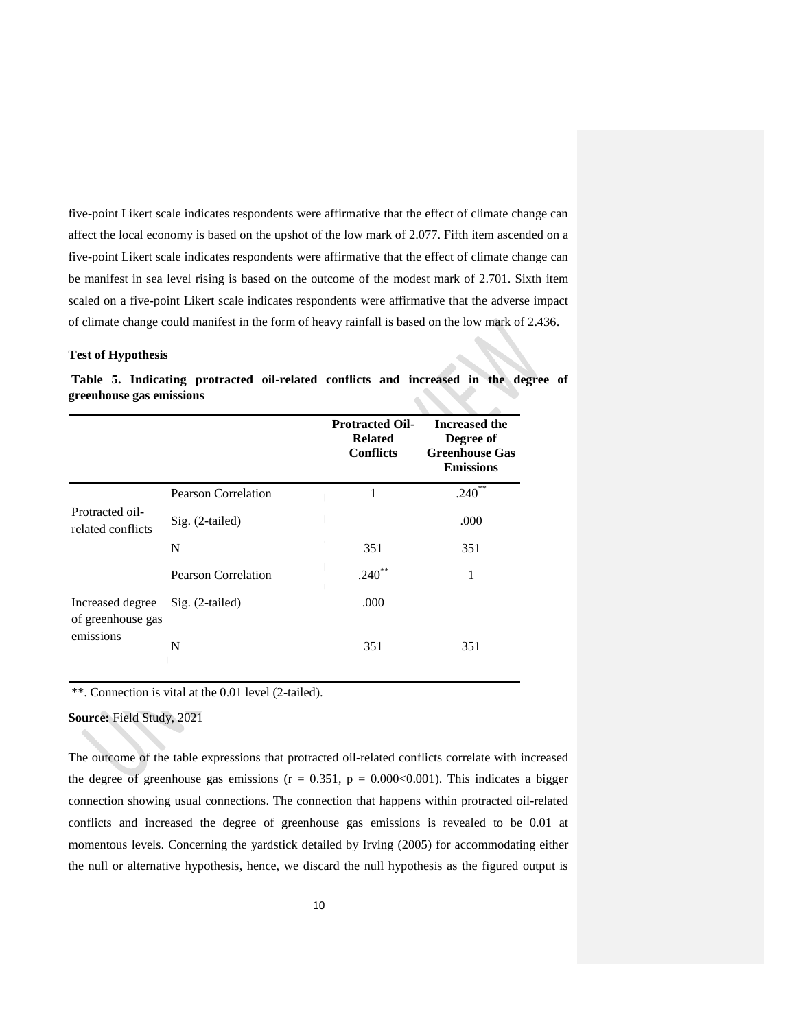five-point Likert scale indicates respondents were affirmative that the effect of climate change can affect the local economy is based on the upshot of the low mark of 2.077. Fifth item ascended on a five-point Likert scale indicates respondents were affirmative that the effect of climate change can be manifest in sea level rising is based on the outcome of the modest mark of 2.701. Sixth item scaled on a five-point Likert scale indicates respondents were affirmative that the adverse impact of climate change could manifest in the form of heavy rainfall is based on the low mark of 2.436.

**Test of Hypothesis**

**Table 5. Indicating protracted oil-related conflicts and increased in the degree of greenhouse gas emissions**

| | | **Protracted Oil-Related Conflicts** | **Increased the Degree of Greenhouse Gas Emissions** |
|---|---|---|---|
| Protracted oil-related conflicts | Pearson Correlation | 1 | .240** |
| | Sig. (2-tailed) | | .000 |
| | N | 351 | 351 |
| Increased degree of greenhouse gas emissions | Pearson Correlation | .240** | 1 |
| | Sig. (2-tailed) | .000 | |
| | N | 351 | 351 |

**. Connection is vital at the 0.01 level (2-tailed).

**Source:** Field Study, 2021

The outcome of the table expressions that protracted oil-related conflicts correlate with increased the degree of greenhouse gas emissions ($r = 0.351$, $p = 0.000<0.001$). This indicates a bigger connection showing usual connections. The connection that happens within protracted oil-related conflicts and increased the degree of greenhouse gas emissions is revealed to be 0.01 at momentous levels. Concerning the yardstick detailed by Irving (2005) for accommodating either the null or alternative hypothesis, hence, we discard the null hypothesis as the figured output is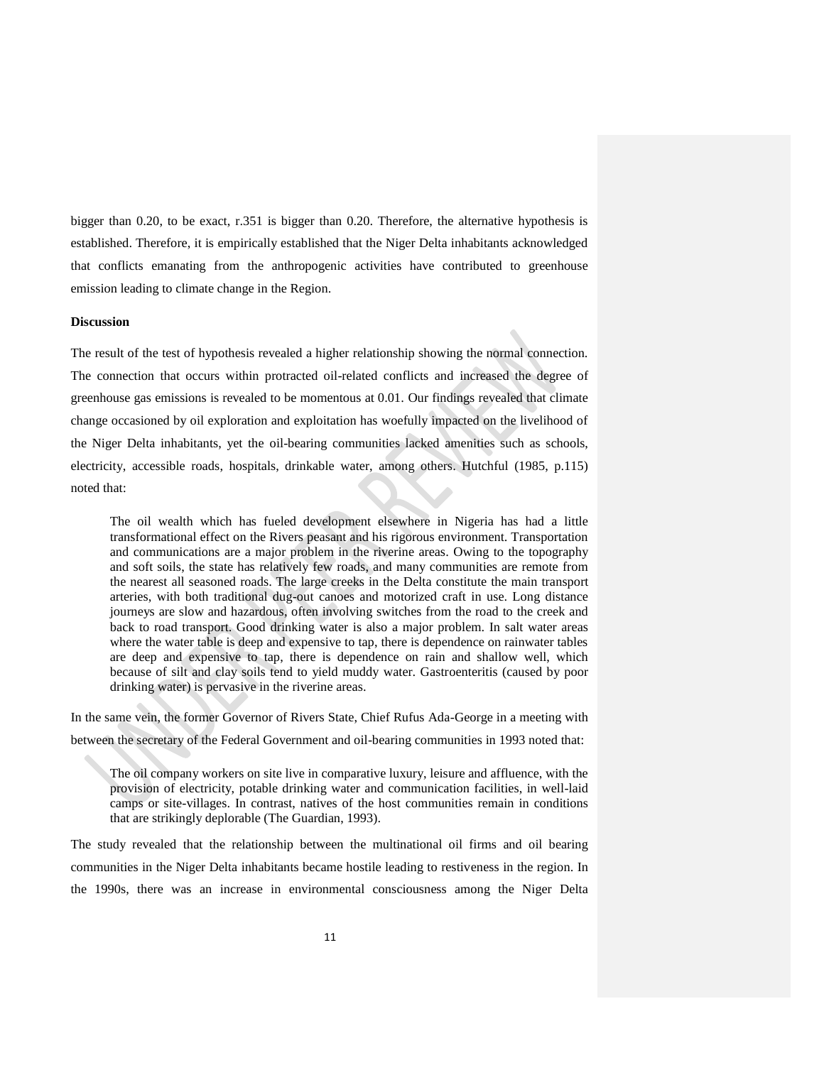bigger than 0.20, to be exact, r.351 is bigger than 0.20. Therefore, the alternative hypothesis is established. Therefore, it is empirically established that the Niger Delta inhabitants acknowledged that conflicts emanating from the anthropogenic activities have contributed to greenhouse emission leading to climate change in the Region.

**Discussion**

The result of the test of hypothesis revealed a higher relationship showing the normal connection. The connection that occurs within protracted oil-related conflicts and increased the degree of greenhouse gas emissions is revealed to be momentous at 0.01. Our findings revealed that climate change occasioned by oil exploration and exploitation has woefully impacted on the livelihood of the Niger Delta inhabitants, yet the oil-bearing communities lacked amenities such as schools, electricity, accessible roads, hospitals, drinkable water, among others. Hutchful (1985, p.115) noted that:

> The oil wealth which has fueled development elsewhere in Nigeria has had a little transformational effect on the Rivers peasant and his rigorous environment. Transportation and communications are a major problem in the riverine areas. Owing to the topography and soft soils, the state has relatively few roads, and many communities are remote from the nearest all seasoned roads. The large creeks in the Delta constitute the main transport arteries, with both traditional dug-out canoes and motorized craft in use. Long distance journeys are slow and hazardous, often involving switches from the road to the creek and back to road transport. Good drinking water is also a major problem. In salt water areas where the water table is deep and expensive to tap, there is dependence on rainwater tables are deep and expensive to tap, there is dependence on rain and shallow well, which because of silt and clay soils tend to yield muddy water. Gastroenteritis (caused by poor drinking water) is pervasive in the riverine areas.

In the same vein, the former Governor of Rivers State, Chief Rufus Ada-George in a meeting with between the secretary of the Federal Government and oil-bearing communities in 1993 noted that:

> The oil company workers on site live in comparative luxury, leisure and affluence, with the provision of electricity, potable drinking water and communication facilities, in well-laid camps or site-villages. In contrast, natives of the host communities remain in conditions that are strikingly deplorable (The Guardian, 1993).

The study revealed that the relationship between the multinational oil firms and oil bearing communities in the Niger Delta inhabitants became hostile leading to restiveness in the region. In the 1990s, there was an increase in environmental consciousness among the Niger Delta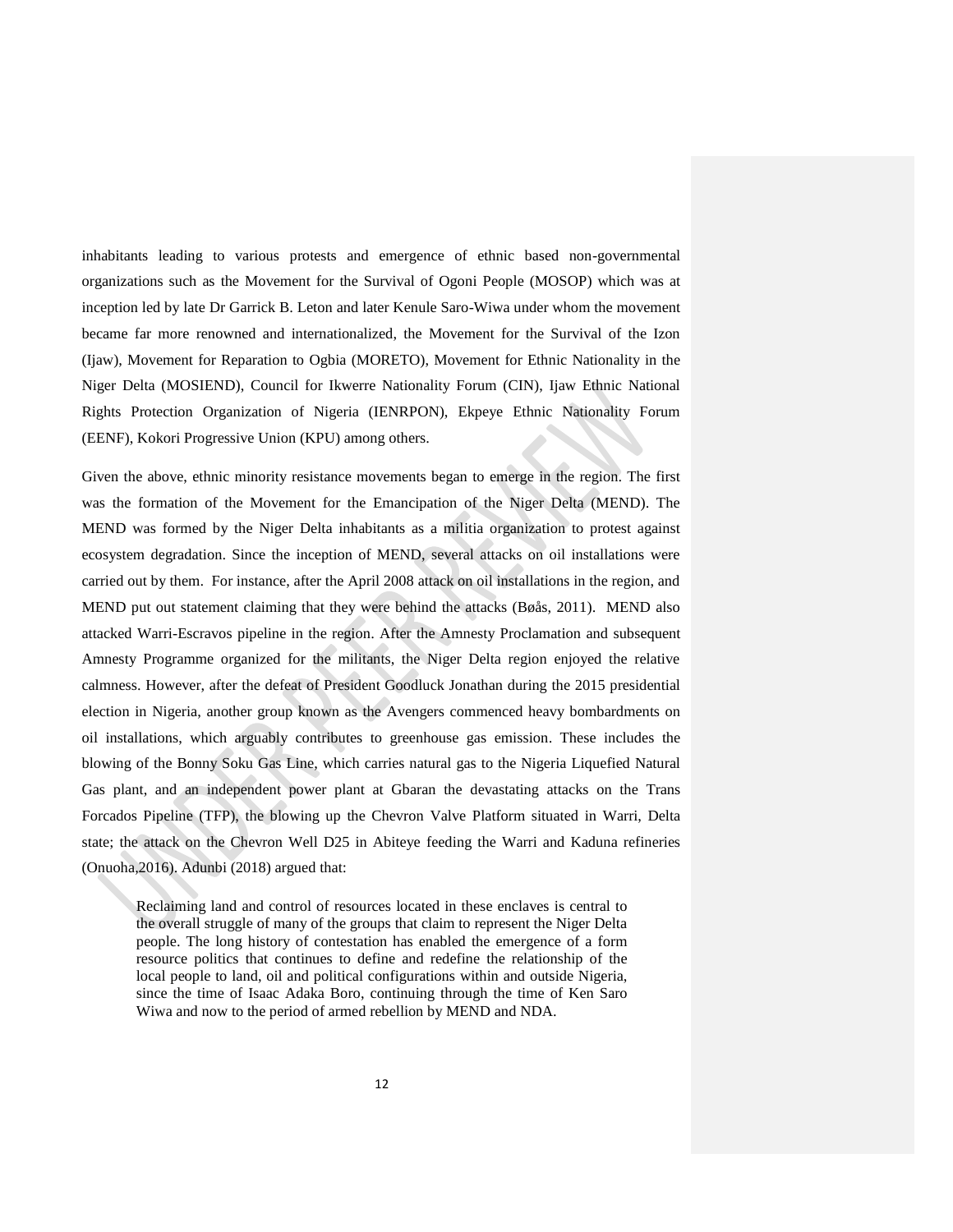inhabitants leading to various protests and emergence of ethnic based non-governmental organizations such as the Movement for the Survival of Ogoni People (MOSOP) which was at inception led by late Dr Garrick B. Leton and later Kenule Saro-Wiwa under whom the movement became far more renowned and internationalized, the Movement for the Survival of the Izon (Ijaw), Movement for Reparation to Ogbia (MORETO), Movement for Ethnic Nationality in the Niger Delta (MOSIEND), Council for Ikwerre Nationality Forum (CIN), Ijaw Ethnic National Rights Protection Organization of Nigeria (IENRPON), Ekpeye Ethnic Nationality Forum (EENF), Kokori Progressive Union (KPU) among others.

Given the above, ethnic minority resistance movements began to emerge in the region. The first was the formation of the Movement for the Emancipation of the Niger Delta (MEND). The MEND was formed by the Niger Delta inhabitants as a militia organization to protest against ecosystem degradation. Since the inception of MEND, several attacks on oil installations were carried out by them. For instance, after the April 2008 attack on oil installations in the region, and MEND put out statement claiming that they were behind the attacks (Bøås, 2011). MEND also attacked Warri-Escravos pipeline in the region. After the Amnesty Proclamation and subsequent Amnesty Programme organized for the militants, the Niger Delta region enjoyed the relative calmness. However, after the defeat of President Goodluck Jonathan during the 2015 presidential election in Nigeria, another group known as the Avengers commenced heavy bombardments on oil installations, which arguably contributes to greenhouse gas emission. These includes the blowing of the Bonny Soku Gas Line, which carries natural gas to the Nigeria Liquefied Natural Gas plant, and an independent power plant at Gbaran the devastating attacks on the Trans Forcados Pipeline (TFP), the blowing up the Chevron Valve Platform situated in Warri, Delta state; the attack on the Chevron Well D25 in Abiteye feeding the Warri and Kaduna refineries (Onuoha,2016). Adunbi (2018) argued that:

> Reclaiming land and control of resources located in these enclaves is central to the overall struggle of many of the groups that claim to represent the Niger Delta people. The long history of contestation has enabled the emergence of a form resource politics that continues to define and redefine the relationship of the local people to land, oil and political configurations within and outside Nigeria, since the time of Isaac Adaka Boro, continuing through the time of Ken Saro Wiwa and now to the period of armed rebellion by MEND and NDA.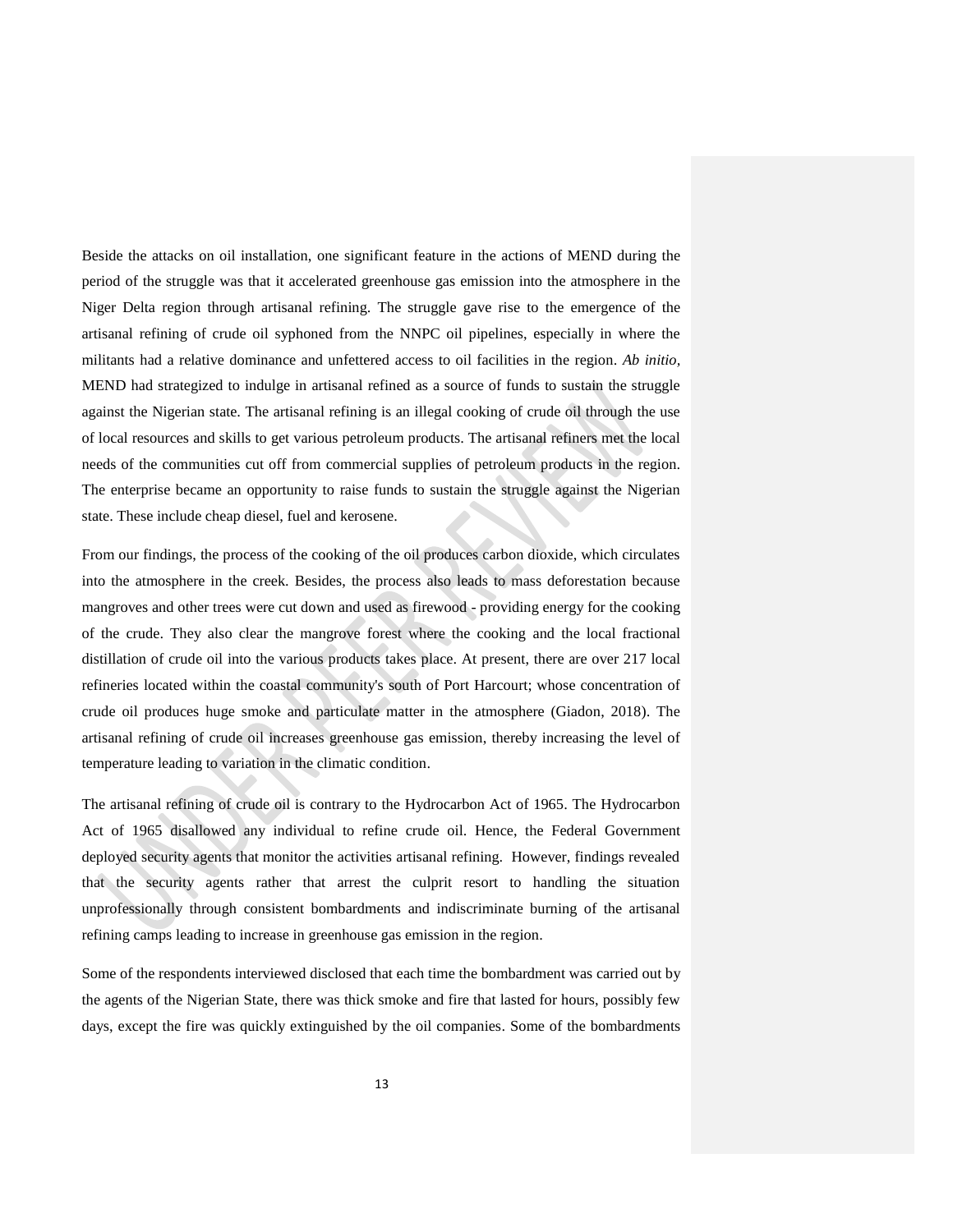Beside the attacks on oil installation, one significant feature in the actions of MEND during the period of the struggle was that it accelerated greenhouse gas emission into the atmosphere in the Niger Delta region through artisanal refining. The struggle gave rise to the emergence of the artisanal refining of crude oil syphoned from the NNPC oil pipelines, especially in where the militants had a relative dominance and unfettered access to oil facilities in the region. *Ab initio*, MEND had strategized to indulge in artisanal refined as a source of funds to sustain the struggle against the Nigerian state. The artisanal refining is an illegal cooking of crude oil through the use of local resources and skills to get various petroleum products. The artisanal refiners met the local needs of the communities cut off from commercial supplies of petroleum products in the region. The enterprise became an opportunity to raise funds to sustain the struggle against the Nigerian state. These include cheap diesel, fuel and kerosene.

From our findings, the process of the cooking of the oil produces carbon dioxide, which circulates into the atmosphere in the creek. Besides, the process also leads to mass deforestation because mangroves and other trees were cut down and used as firewood - providing energy for the cooking of the crude. They also clear the mangrove forest where the cooking and the local fractional distillation of crude oil into the various products takes place. At present, there are over 217 local refineries located within the coastal community's south of Port Harcourt; whose concentration of crude oil produces huge smoke and particulate matter in the atmosphere (Giadon, 2018). The artisanal refining of crude oil increases greenhouse gas emission, thereby increasing the level of temperature leading to variation in the climatic condition.

The artisanal refining of crude oil is contrary to the Hydrocarbon Act of 1965. The Hydrocarbon Act of 1965 disallowed any individual to refine crude oil. Hence, the Federal Government deployed security agents that monitor the activities artisanal refining. However, findings revealed that the security agents rather that arrest the culprit resort to handling the situation unprofessionally through consistent bombardments and indiscriminate burning of the artisanal refining camps leading to increase in greenhouse gas emission in the region.

Some of the respondents interviewed disclosed that each time the bombardment was carried out by the agents of the Nigerian State, there was thick smoke and fire that lasted for hours, possibly few days, except the fire was quickly extinguished by the oil companies. Some of the bombardments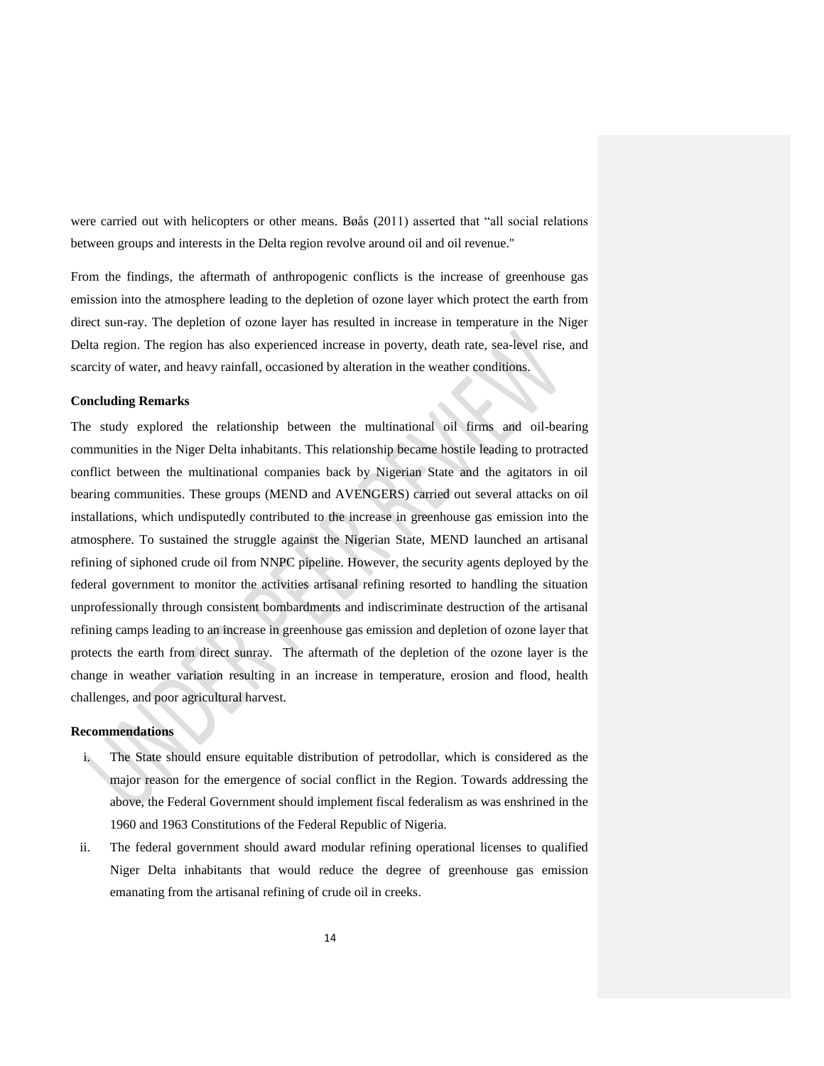were carried out with helicopters or other means. Bøås (2011) asserted that "all social relations between groups and interests in the Delta region revolve around oil and oil revenue."

From the findings, the aftermath of anthropogenic conflicts is the increase of greenhouse gas emission into the atmosphere leading to the depletion of ozone layer which protect the earth from direct sun-ray. The depletion of ozone layer has resulted in increase in temperature in the Niger Delta region. The region has also experienced increase in poverty, death rate, sea-level rise, and scarcity of water, and heavy rainfall, occasioned by alteration in the weather conditions.

**Concluding Remarks**

The study explored the relationship between the multinational oil firms and oil-bearing communities in the Niger Delta inhabitants. This relationship became hostile leading to protracted conflict between the multinational companies back by Nigerian State and the agitators in oil bearing communities. These groups (MEND and AVENGERS) carried out several attacks on oil installations, which undisputedly contributed to the increase in greenhouse gas emission into the atmosphere. To sustained the struggle against the Nigerian State, MEND launched an artisanal refining of siphoned crude oil from NNPC pipeline. However, the security agents deployed by the federal government to monitor the activities artisanal refining resorted to handling the situation unprofessionally through consistent bombardments and indiscriminate destruction of the artisanal refining camps leading to an increase in greenhouse gas emission and depletion of ozone layer that protects the earth from direct sunray. The aftermath of the depletion of the ozone layer is the change in weather variation resulting in an increase in temperature, erosion and flood, health challenges, and poor agricultural harvest.

**Recommendations**

i. The State should ensure equitable distribution of petrodollar, which is considered as the major reason for the emergence of social conflict in the Region. Towards addressing the above, the Federal Government should implement fiscal federalism as was enshrined in the 1960 and 1963 Constitutions of the Federal Republic of Nigeria.

ii. The federal government should award modular refining operational licenses to qualified Niger Delta inhabitants that would reduce the degree of greenhouse gas emission emanating from the artisanal refining of crude oil in creeks.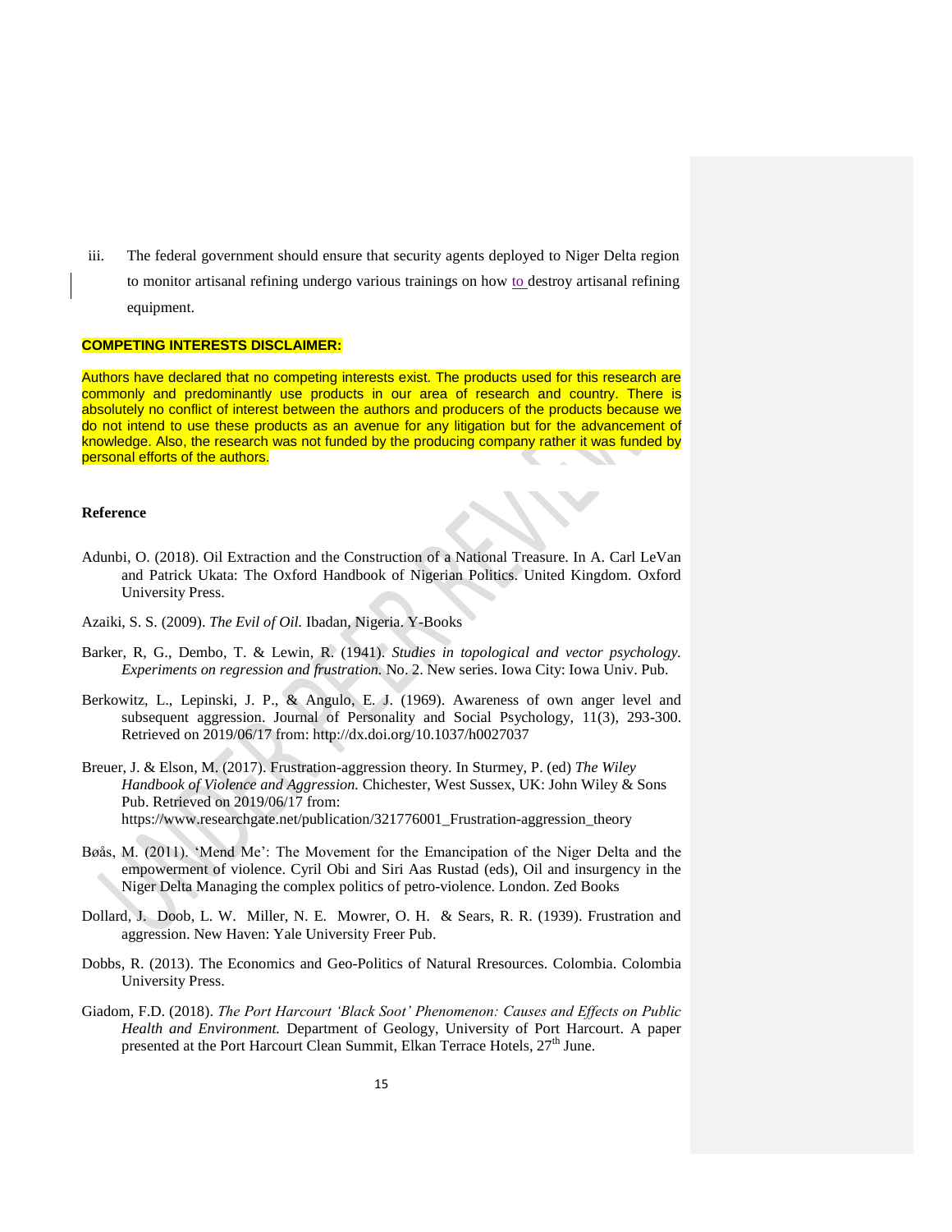iii. The federal government should ensure that security agents deployed to Niger Delta region to monitor artisanal refining undergo various trainings on how to destroy artisanal refining equipment.

**COMPETING INTERESTS DISCLAIMER:**

Authors have declared that no competing interests exist. The products used for this research are commonly and predominantly use products in our area of research and country. There is absolutely no conflict of interest between the authors and producers of the products because we do not intend to use these products as an avenue for any litigation but for the advancement of knowledge. Also, the research was not funded by the producing company rather it was funded by personal efforts of the authors.

## Reference

Adunbi, O. (2018). Oil Extraction and the Construction of a National Treasure. In A. Carl LeVan and Patrick Ukata: The Oxford Handbook of Nigerian Politics. United Kingdom. Oxford University Press.

Azaiki, S. S. (2009). *The Evil of Oil.* Ibadan, Nigeria. Y-Books

Barker, R, G., Dembo, T. & Lewin, R. (1941). *Studies in topological and vector psychology. Experiments on regression and frustration.* No. 2. New series. Iowa City: Iowa Univ. Pub.

Berkowitz, L., Lepinski, J. P., & Angulo, E. J. (1969). Awareness of own anger level and subsequent aggression. Journal of Personality and Social Psychology, 11(3), 293-300. Retrieved on 2019/06/17 from: http://dx.doi.org/10.1037/h0027037

Breuer, J. & Elson, M. (2017). Frustration-aggression theory. In Sturmey, P. (ed) *The Wiley Handbook of Violence and Aggression.* Chichester, West Sussex, UK: John Wiley & Sons Pub. Retrieved on 2019/06/17 from: https://www.researchgate.net/publication/321776001_Frustration-aggression_theory

Bøås, M. (2011). 'Mend Me': The Movement for the Emancipation of the Niger Delta and the empowerment of violence. Cyril Obi and Siri Aas Rustad (eds), Oil and insurgency in the Niger Delta Managing the complex politics of petro-violence. London. Zed Books

Dollard, J. Doob, L. W. Miller, N. E. Mowrer, O. H. & Sears, R. R. (1939). Frustration and aggression. New Haven: Yale University Freer Pub.

Dobbs, R. (2013). The Economics and Geo-Politics of Natural Rresources. Colombia. Colombia University Press.

Giadom, F.D. (2018). *The Port Harcourt 'Black Soot' Phenomenon: Causes and Effects on Public Health and Environment.* Department of Geology, University of Port Harcourt. A paper presented at the Port Harcourt Clean Summit, Elkan Terrace Hotels, 27th June.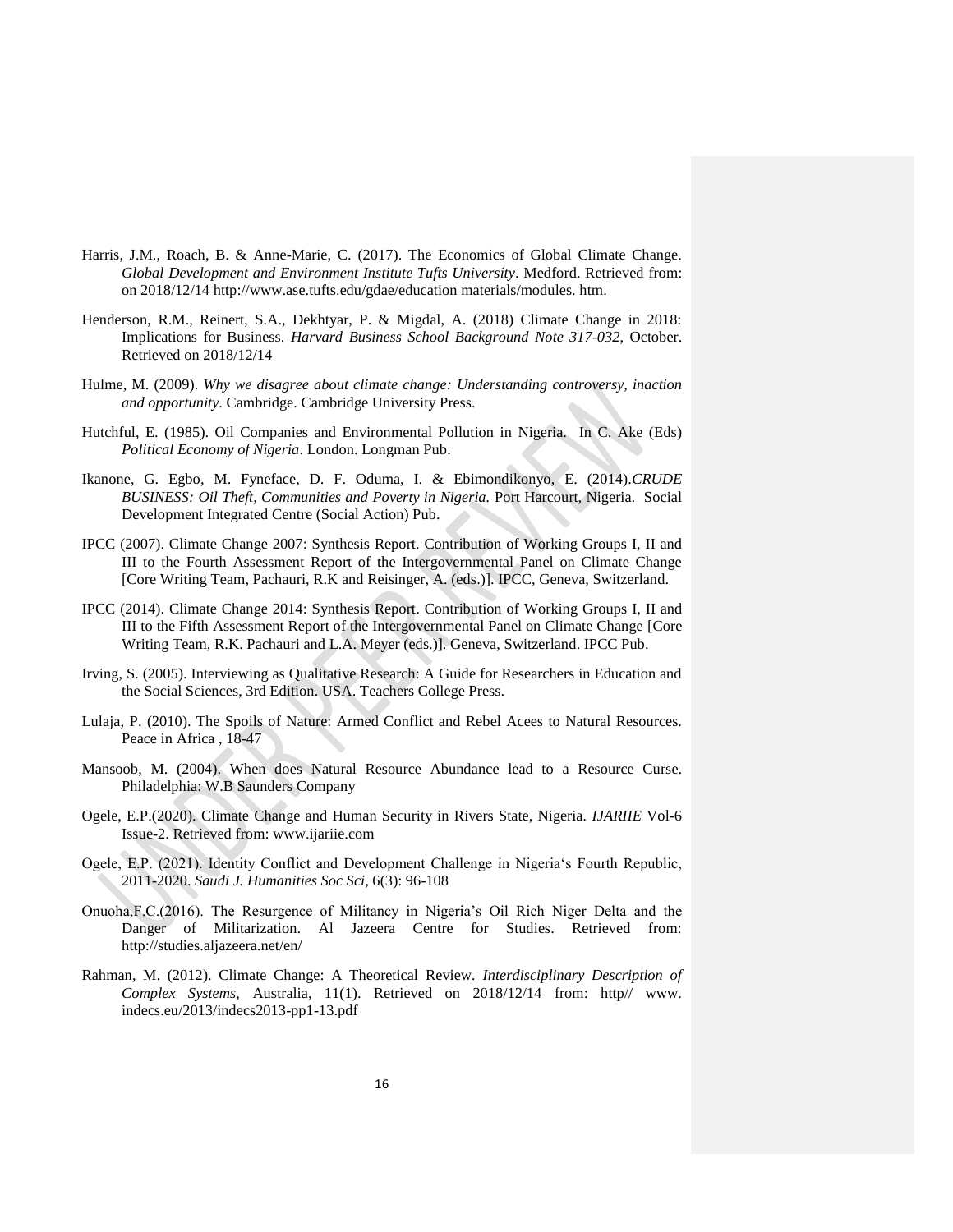Harris, J.M., Roach, B. & Anne-Marie, C. (2017). The Economics of Global Climate Change. *Global Development and Environment Institute Tufts University*. Medford. Retrieved from: on 2018/12/14 http://www.ase.tufts.edu/gdae/education materials/modules. htm.

Henderson, R.M., Reinert, S.A., Dekhtyar, P. & Migdal, A. (2018) Climate Change in 2018: Implications for Business. *Harvard Business School Background Note 317-032*, October. Retrieved on 2018/12/14

Hulme, M. (2009). *Why we disagree about climate change: Understanding controversy, inaction and opportunity*. Cambridge. Cambridge University Press.

Hutchful, E. (1985). Oil Companies and Environmental Pollution in Nigeria. In C. Ake (Eds) *Political Economy of Nigeria*. London. Longman Pub.

Ikanone, G. Egbo, M. Fyneface, D. F. Oduma, I. & Ebimondikonyo, E. (2014).*CRUDE BUSINESS: Oil Theft, Communities and Poverty in Nigeria*. Port Harcourt, Nigeria. Social Development Integrated Centre (Social Action) Pub.

IPCC (2007). Climate Change 2007: Synthesis Report. Contribution of Working Groups I, II and III to the Fourth Assessment Report of the Intergovernmental Panel on Climate Change [Core Writing Team, Pachauri, R.K and Reisinger, A. (eds.)]. IPCC, Geneva, Switzerland.

IPCC (2014). Climate Change 2014: Synthesis Report. Contribution of Working Groups I, II and III to the Fifth Assessment Report of the Intergovernmental Panel on Climate Change [Core Writing Team, R.K. Pachauri and L.A. Meyer (eds.)]. Geneva, Switzerland. IPCC Pub.

Irving, S. (2005). Interviewing as Qualitative Research: A Guide for Researchers in Education and the Social Sciences, 3rd Edition. USA. Teachers College Press.

Lulaja, P. (2010). The Spoils of Nature: Armed Conflict and Rebel Acees to Natural Resources. Peace in Africa , 18-47

Mansoob, M. (2004). When does Natural Resource Abundance lead to a Resource Curse. Philadelphia: W.B Saunders Company

Ogele, E.P.(2020). Climate Change and Human Security in Rivers State, Nigeria. *IJARIIE* Vol-6 Issue-2. Retrieved from: www.ijariie.com

Ogele, E.P. (2021). Identity Conflict and Development Challenge in Nigeria's Fourth Republic, 2011-2020. *Saudi J. Humanities Soc Sci*, 6(3): 96-108

Onuoha,F.C.(2016). The Resurgence of Militancy in Nigeria's Oil Rich Niger Delta and the Danger of Militarization. Al Jazeera Centre for Studies. Retrieved from: http://studies.aljazeera.net/en/

Rahman, M. (2012). Climate Change: A Theoretical Review. *Interdisciplinary Description of Complex Systems*, Australia, 11(1). Retrieved on 2018/12/14 from: http// www. indecs.eu/2013/indecs2013-pp1-13.pdf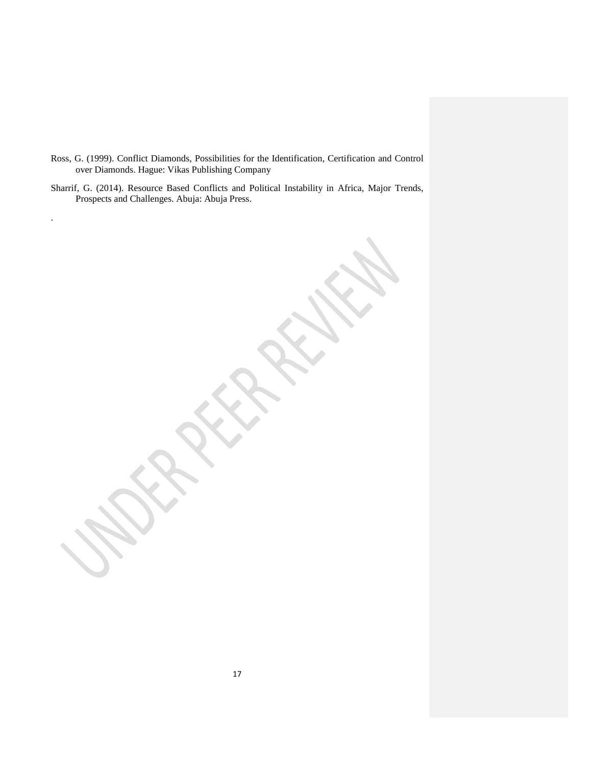Ross, G. (1999). Conflict Diamonds, Possibilities for the Identification, Certification and Control over Diamonds. Hague: Vikas Publishing Company

Sharrif, G. (2014). Resource Based Conflicts and Political Instability in Africa, Major Trends, Prospects and Challenges. Abuja: Abuja Press.

.